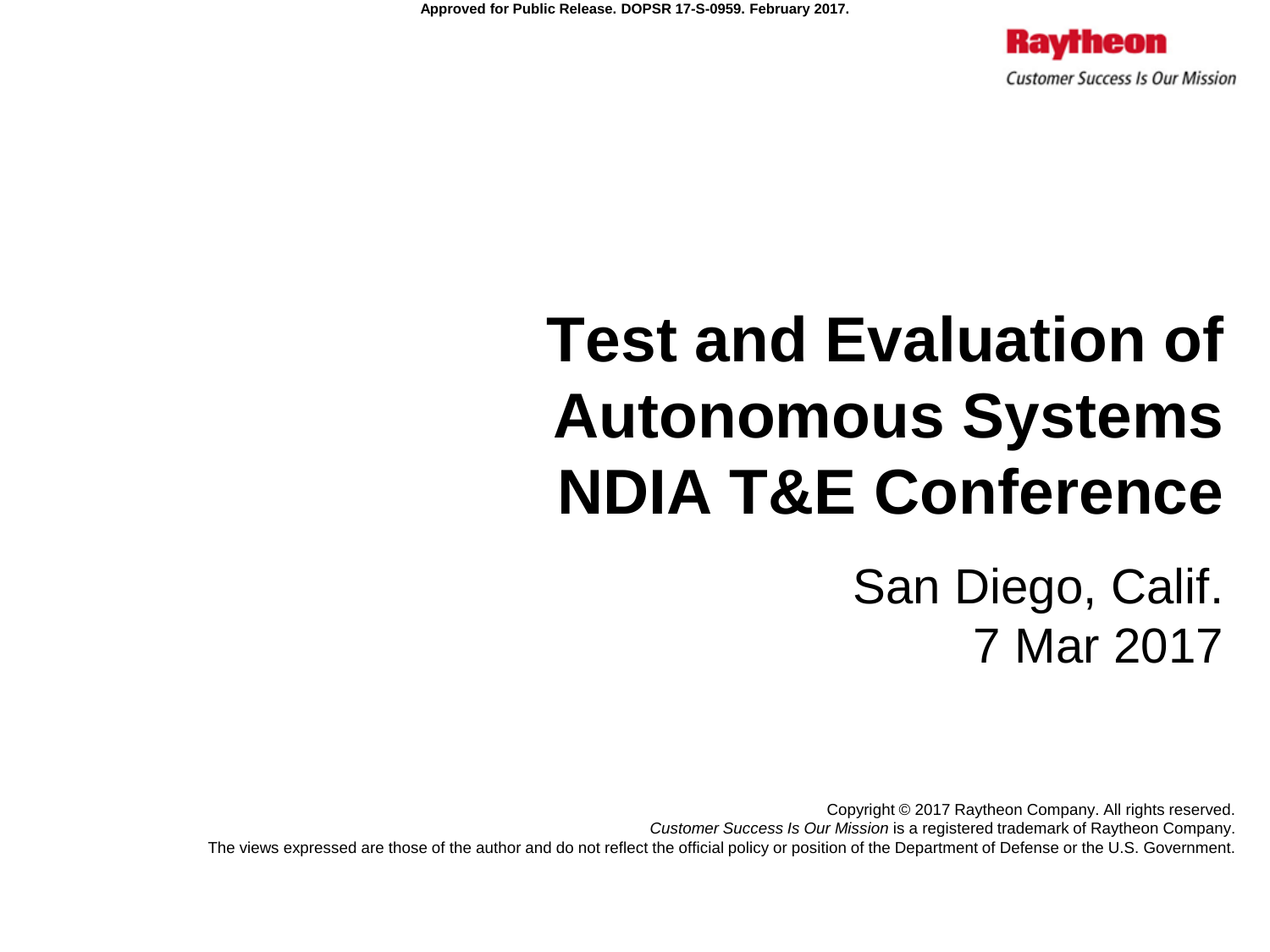Approved for Public Release. DOPSR 17-S-0959. February 2017.

Raytheon

*Customer Success Is Our Mission*

# Test and Evaluation of Autonomous Systems NDIA T&E Conference

San Diego, Calif.
7 Mar 2017

Copyright © 2017 Raytheon Company. All rights reserved.
*Customer Success Is Our Mission* is a registered trademark of Raytheon Company.
The views expressed are those of the author and do not reflect the official policy or position of the Department of Defense or the U.S. Government.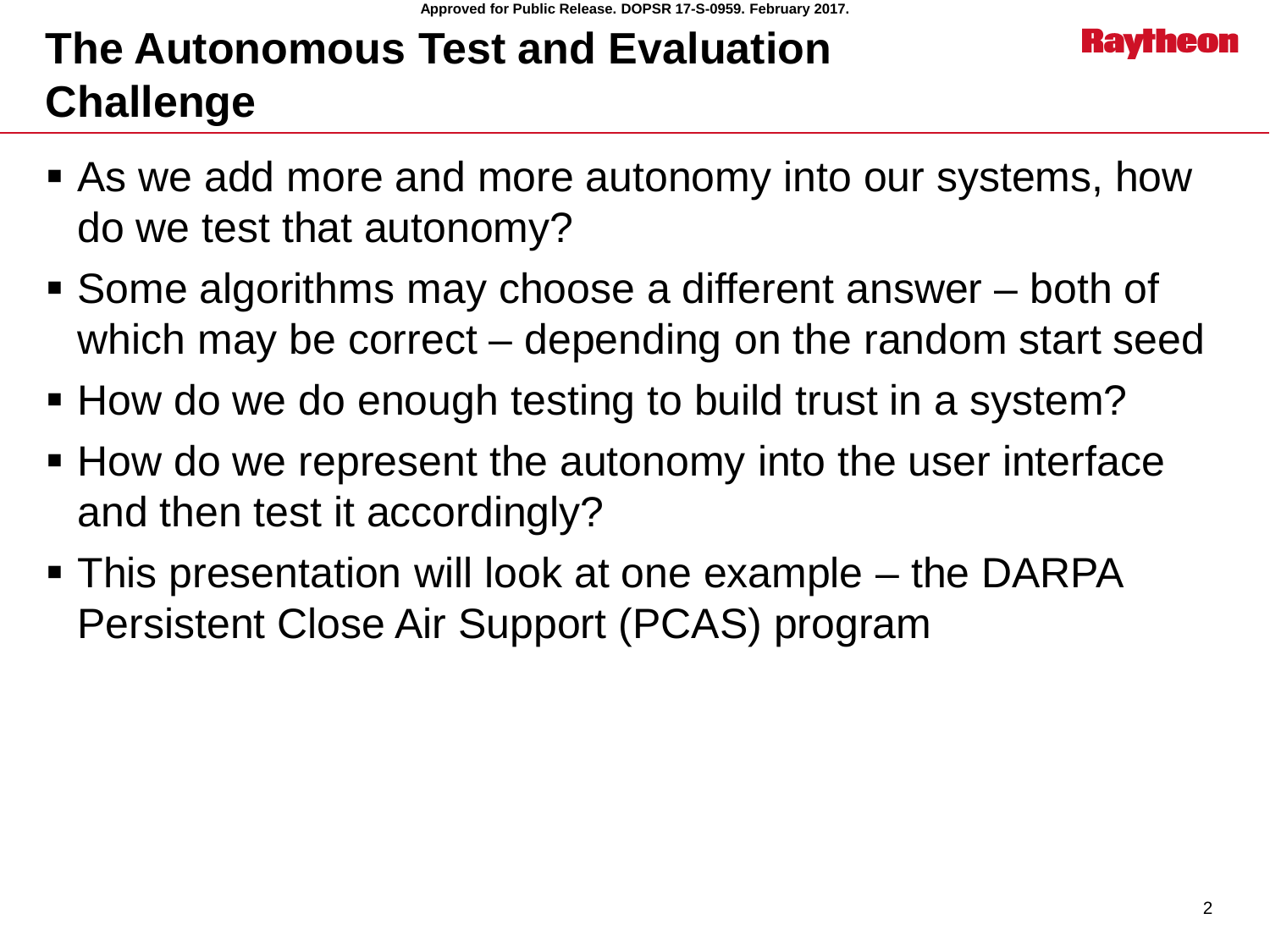# The Autonomous Test and Evaluation Challenge

- As we add more and more autonomy into our systems, how do we test that autonomy?
- Some algorithms may choose a different answer – both of which may be correct – depending on the random start seed
- How do we do enough testing to build trust in a system?
- How do we represent the autonomy into the user interface and then test it accordingly?
- This presentation will look at one example – the DARPA Persistent Close Air Support (PCAS) program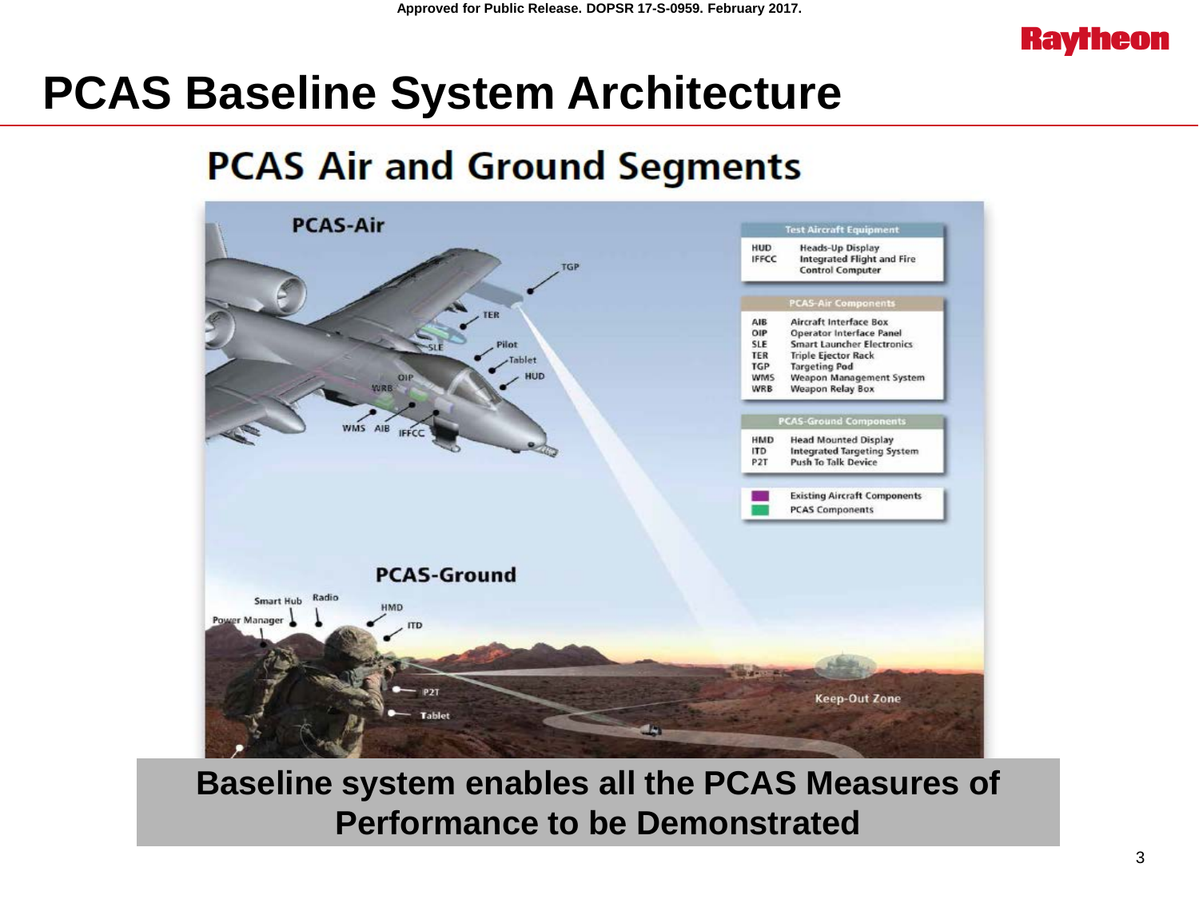# PCAS Baseline System Architecture

## PCAS Air and Ground Segments

**PCAS-Air**

TGP, TER, SLE, Pilot, Tablet, HUD, OIP, WRB, WMS, AIB, IFFCC

| Test Aircraft Equipment | |
|---|---|
| HUD | Heads-Up Display |
| IFFCC | Integrated Flight and Fire Control Computer |

| PCAS-Air Components | |
|---|---|
| AIB | Aircraft Interface Box |
| OIP | Operator Interface Panel |
| SLE | Smart Launcher Electronics |
| TER | Triple Ejector Rack |
| TGP | Targeting Pod |
| WMS | Weapon Management System |
| WRB | Weapon Relay Box |

| PCAS-Ground Components | |
|---|---|
| HMD | Head Mounted Display |
| ITD | Integrated Targeting System |
| P2T | Push To Talk Device |

- Existing Aircraft Components
- PCAS Components

**PCAS-Ground**

Smart Hub, Radio, Power Manager, HMD, ITD, P2T, Tablet

Keep-Out Zone

**Baseline system enables all the PCAS Measures of Performance to be Demonstrated**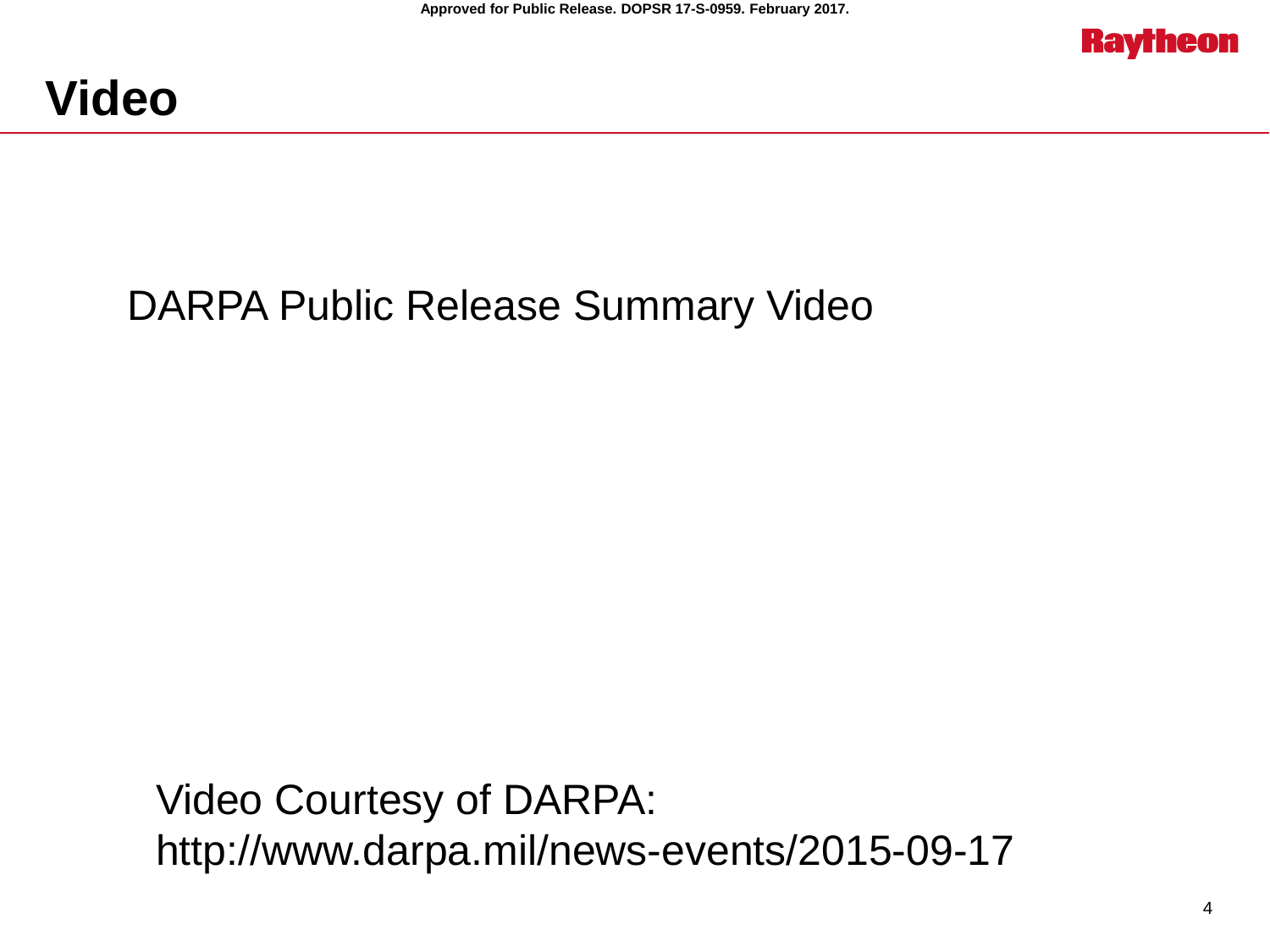# Video

DARPA Public Release Summary Video

Video Courtesy of DARPA:
http://www.darpa.mil/news-events/2015-09-17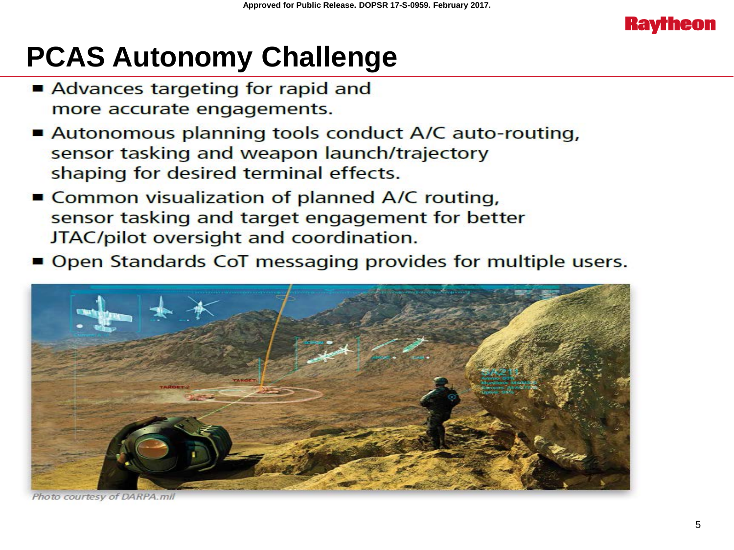Approved for Public Release. DOPSR 17-S-0959. February 2017.

# PCAS Autonomy Challenge

- Advances targeting for rapid and more accurate engagements.
- Autonomous planning tools conduct A/C auto-routing, sensor tasking and weapon launch/trajectory shaping for desired terminal effects.
- Common visualization of planned A/C routing, sensor tasking and target engagement for better JTAC/pilot oversight and coordination.
- Open Standards CoT messaging provides for multiple users.

*Photo courtesy of DARPA.mil*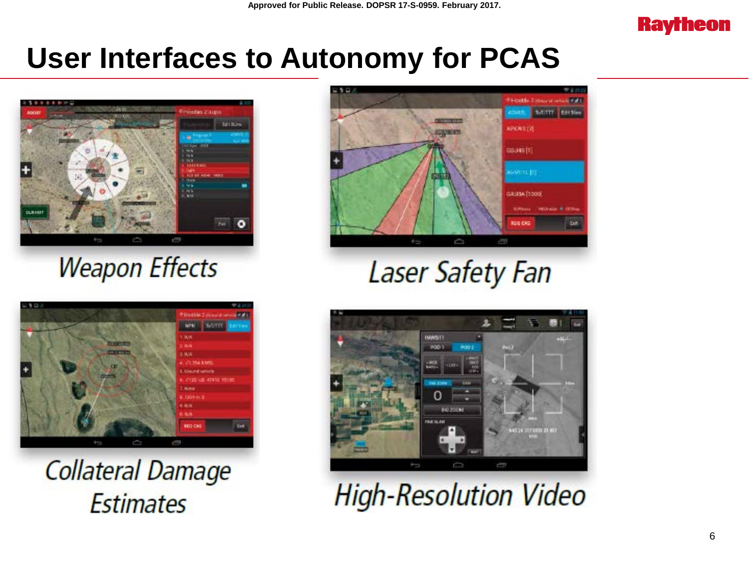Approved for Public Release. DOPSR 17-S-0959. February 2017.

# User Interfaces to Autonomy for PCAS

Weapon Effects

Laser Safety Fan

Collateral Damage Estimates

High-Resolution Video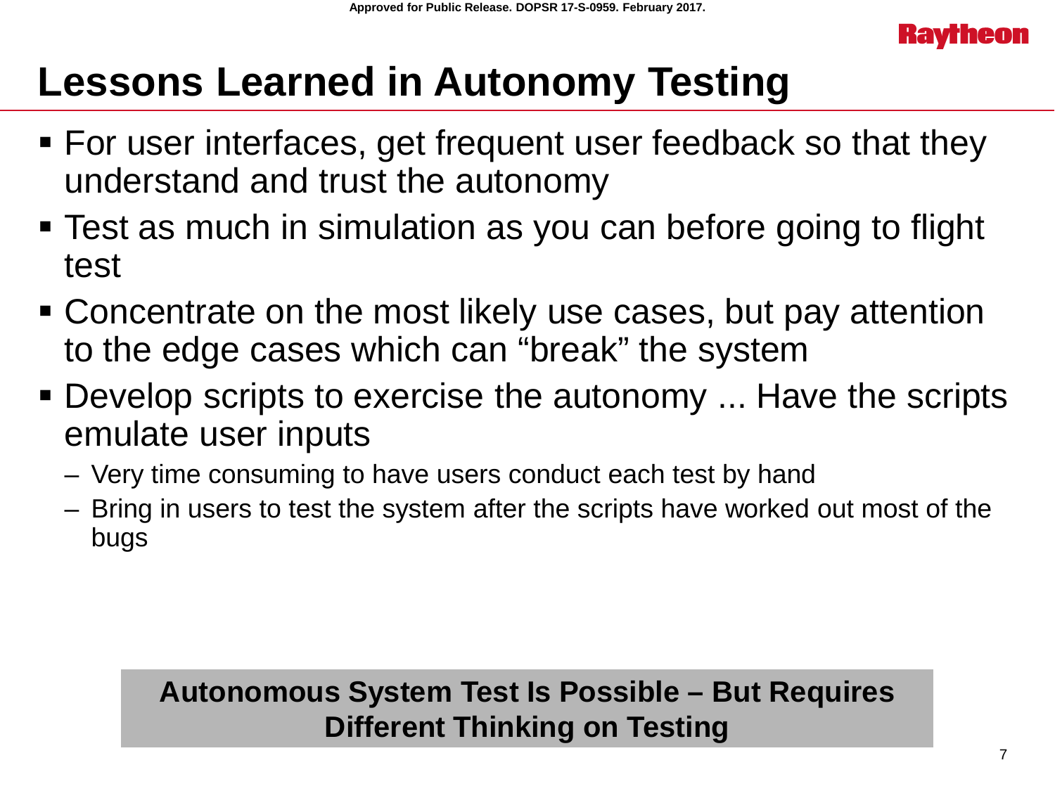# Lessons Learned in Autonomy Testing

- For user interfaces, get frequent user feedback so that they understand and trust the autonomy
- Test as much in simulation as you can before going to flight test
- Concentrate on the most likely use cases, but pay attention to the edge cases which can "break" the system
- Develop scripts to exercise the autonomy ... Have the scripts emulate user inputs
  - Very time consuming to have users conduct each test by hand
  - Bring in users to test the system after the scripts have worked out most of the bugs

**Autonomous System Test Is Possible – But Requires Different Thinking on Testing**